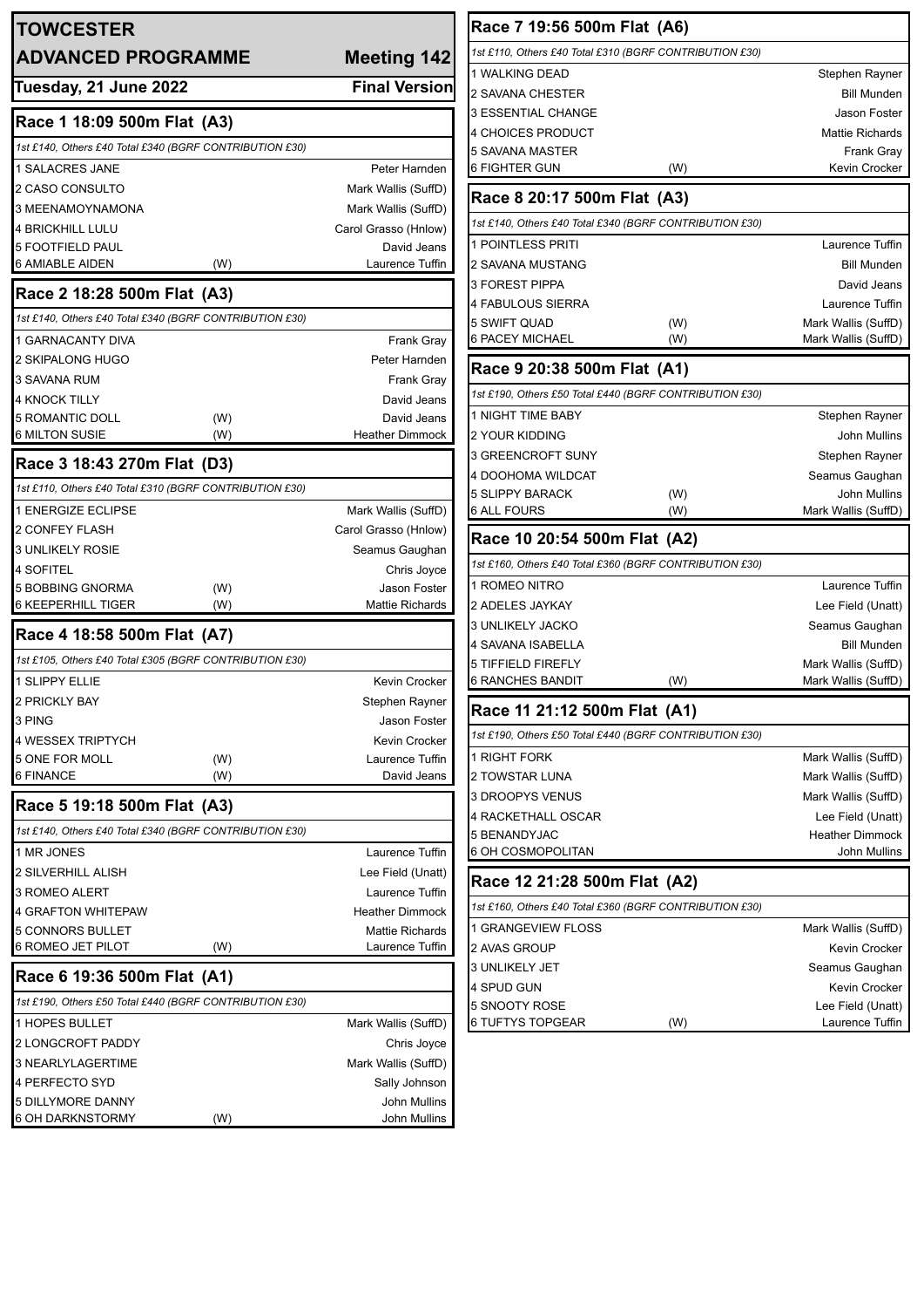# TOWCESTER

## ADVANCED PROGRAMME — Meeting 142

**Tuesday, 21 June 2022 — Final Version**

## Race 1 18:09 500m Flat (A3)

*1st £140, Others £40 Total £340 (BGRF CONTRIBUTION £30)*

| Trap | Greyhound | | Trainer |
|---|---|---|---|
| 1 | SALACRES JANE | | Peter Harnden |
| 2 | CASO CONSULTO | | Mark Wallis (SuffD) |
| 3 | MEENAMOYNAMONA | | Mark Wallis (SuffD) |
| 4 | BRICKHILL LULU | | Carol Grasso (Hnlow) |
| 5 | FOOTFIELD PAUL | | David Jeans |
| 6 | AMIABLE AIDEN | (W) | Laurence Tuffin |

## Race 2 18:28 500m Flat (A3)

*1st £140, Others £40 Total £340 (BGRF CONTRIBUTION £30)*

| Trap | Greyhound | | Trainer |
|---|---|---|---|
| 1 | GARNACANTY DIVA | | Frank Gray |
| 2 | SKIPALONG HUGO | | Peter Harnden |
| 3 | SAVANA RUM | | Frank Gray |
| 4 | KNOCK TILLY | | David Jeans |
| 5 | ROMANTIC DOLL | (W) | David Jeans |
| 6 | MILTON SUSIE | (W) | Heather Dimmock |

## Race 3 18:43 270m Flat (D3)

*1st £110, Others £40 Total £310 (BGRF CONTRIBUTION £30)*

| Trap | Greyhound | | Trainer |
|---|---|---|---|
| 1 | ENERGIZE ECLIPSE | | Mark Wallis (SuffD) |
| 2 | CONFEY FLASH | | Carol Grasso (Hnlow) |
| 3 | UNLIKELY ROSIE | | Seamus Gaughan |
| 4 | SOFITEL | | Chris Joyce |
| 5 | BOBBING GNORMA | (W) | Jason Foster |
| 6 | KEEPERHILL TIGER | (W) | Mattie Richards |

## Race 4 18:58 500m Flat (A7)

*1st £105, Others £40 Total £305 (BGRF CONTRIBUTION £30)*

| Trap | Greyhound | | Trainer |
|---|---|---|---|
| 1 | SLIPPY ELLIE | | Kevin Crocker |
| 2 | PRICKLY BAY | | Stephen Rayner |
| 3 | PING | | Jason Foster |
| 4 | WESSEX TRIPTYCH | | Kevin Crocker |
| 5 | ONE FOR MOLL | (W) | Laurence Tuffin |
| 6 | FINANCE | (W) | David Jeans |

## Race 5 19:18 500m Flat (A3)

*1st £140, Others £40 Total £340 (BGRF CONTRIBUTION £30)*

| Trap | Greyhound | | Trainer |
|---|---|---|---|
| 1 | MR JONES | | Laurence Tuffin |
| 2 | SILVERHILL ALISH | | Lee Field (Unatt) |
| 3 | ROMEO ALERT | | Laurence Tuffin |
| 4 | GRAFTON WHITEPAW | | Heather Dimmock |
| 5 | CONNORS BULLET | | Mattie Richards |
| 6 | ROMEO JET PILOT | (W) | Laurence Tuffin |

## Race 6 19:36 500m Flat (A1)

*1st £190, Others £50 Total £440 (BGRF CONTRIBUTION £30)*

| Trap | Greyhound | | Trainer |
|---|---|---|---|
| 1 | HOPES BULLET | | Mark Wallis (SuffD) |
| 2 | LONGCROFT PADDY | | Chris Joyce |
| 3 | NEARLYLAGERTIME | | Mark Wallis (SuffD) |
| 4 | PERFECTO SYD | | Sally Johnson |
| 5 | DILLYMORE DANNY | | John Mullins |
| 6 | OH DARKNSTORMY | (W) | John Mullins |

## Race 7 19:56 500m Flat (A6)

*1st £110, Others £40 Total £310 (BGRF CONTRIBUTION £30)*

| Trap | Greyhound | | Trainer |
|---|---|---|---|
| 1 | WALKING DEAD | | Stephen Rayner |
| 2 | SAVANA CHESTER | | Bill Munden |
| 3 | ESSENTIAL CHANGE | | Jason Foster |
| 4 | CHOICES PRODUCT | | Mattie Richards |
| 5 | SAVANA MASTER | | Frank Gray |
| 6 | FIGHTER GUN | (W) | Kevin Crocker |

## Race 8 20:17 500m Flat (A3)

*1st £140, Others £40 Total £340 (BGRF CONTRIBUTION £30)*

| Trap | Greyhound | | Trainer |
|---|---|---|---|
| 1 | POINTLESS PRITI | | Laurence Tuffin |
| 2 | SAVANA MUSTANG | | Bill Munden |
| 3 | FOREST PIPPA | | David Jeans |
| 4 | FABULOUS SIERRA | | Laurence Tuffin |
| 5 | SWIFT QUAD | (W) | Mark Wallis (SuffD) |
| 6 | PACEY MICHAEL | (W) | Mark Wallis (SuffD) |

## Race 9 20:38 500m Flat (A1)

*1st £190, Others £50 Total £440 (BGRF CONTRIBUTION £30)*

| Trap | Greyhound | | Trainer |
|---|---|---|---|
| 1 | NIGHT TIME BABY | | Stephen Rayner |
| 2 | YOUR KIDDING | | John Mullins |
| 3 | GREENCROFT SUNY | | Stephen Rayner |
| 4 | DOOHOMA WILDCAT | | Seamus Gaughan |
| 5 | SLIPPY BARACK | (W) | John Mullins |
| 6 | ALL FOURS | (W) | Mark Wallis (SuffD) |

## Race 10 20:54 500m Flat (A2)

*1st £160, Others £40 Total £360 (BGRF CONTRIBUTION £30)*

| Trap | Greyhound | | Trainer |
|---|---|---|---|
| 1 | ROMEO NITRO | | Laurence Tuffin |
| 2 | ADELES JAYKAY | | Lee Field (Unatt) |
| 3 | UNLIKELY JACKO | | Seamus Gaughan |
| 4 | SAVANA ISABELLA | | Bill Munden |
| 5 | TIFFIELD FIREFLY | | Mark Wallis (SuffD) |
| 6 | RANCHES BANDIT | (W) | Mark Wallis (SuffD) |

## Race 11 21:12 500m Flat (A1)

*1st £190, Others £50 Total £440 (BGRF CONTRIBUTION £30)*

| Trap | Greyhound | | Trainer |
|---|---|---|---|
| 1 | RIGHT FORK | | Mark Wallis (SuffD) |
| 2 | TOWSTAR LUNA | | Mark Wallis (SuffD) |
| 3 | DROOPYS VENUS | | Mark Wallis (SuffD) |
| 4 | RACKETHALL OSCAR | | Lee Field (Unatt) |
| 5 | BENANDYJAC | | Heather Dimmock |
| 6 | OH COSMOPOLITAN | | John Mullins |

## Race 12 21:28 500m Flat (A2)

*1st £160, Others £40 Total £360 (BGRF CONTRIBUTION £30)*

| Trap | Greyhound | | Trainer |
|---|---|---|---|
| 1 | GRANGEVIEW FLOSS | | Mark Wallis (SuffD) |
| 2 | AVAS GROUP | | Kevin Crocker |
| 3 | UNLIKELY JET | | Seamus Gaughan |
| 4 | SPUD GUN | | Kevin Crocker |
| 5 | SNOOTY ROSE | | Lee Field (Unatt) |
| 6 | TUFTYS TOPGEAR | (W) | Laurence Tuffin |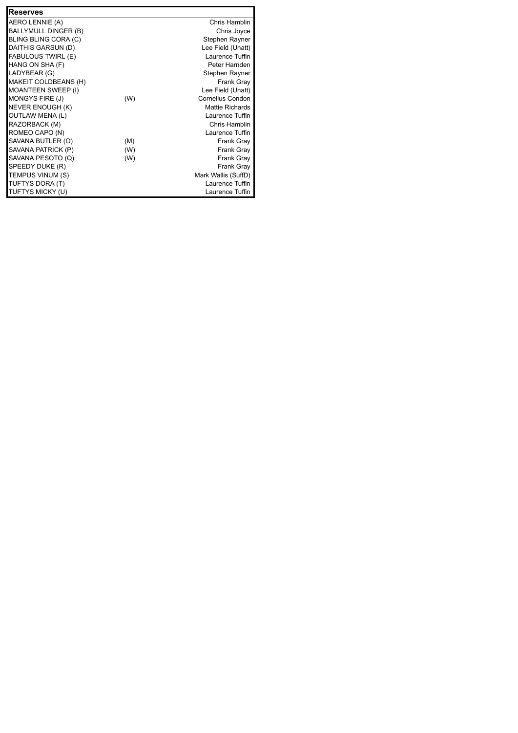| Reserves | | |
|---|---|---|
| AERO LENNIE (A) | | Chris Hamblin |
| BALLYMULL DINGER (B) | | Chris Joyce |
| BLING BLING CORA (C) | | Stephen Rayner |
| DAITHIS GARSUN (D) | | Lee Field (Unatt) |
| FABULOUS TWIRL (E) | | Laurence Tuffin |
| HANG ON SHA (F) | | Peter Harnden |
| LADYBEAR (G) | | Stephen Rayner |
| MAKEIT COLDBEANS (H) | | Frank Gray |
| MOANTEEN SWEEP (I) | | Lee Field (Unatt) |
| MONGYS FIRE (J) | (W) | Cornelius Condon |
| NEVER ENOUGH (K) | | Mattie Richards |
| OUTLAW MENA (L) | | Laurence Tuffin |
| RAZORBACK (M) | | Chris Hamblin |
| ROMEO CAPO (N) | | Laurence Tuffin |
| SAVANA BUTLER (O) | (M) | Frank Gray |
| SAVANA PATRICK (P) | (W) | Frank Gray |
| SAVANA PESOTO (Q) | (W) | Frank Gray |
| SPEEDY DUKE (R) | | Frank Gray |
| TEMPUS VINUM (S) | | Mark Wallis (SuffD) |
| TUFTYS DORA (T) | | Laurence Tuffin |
| TUFTYS MICKY (U) | | Laurence Tuffin |